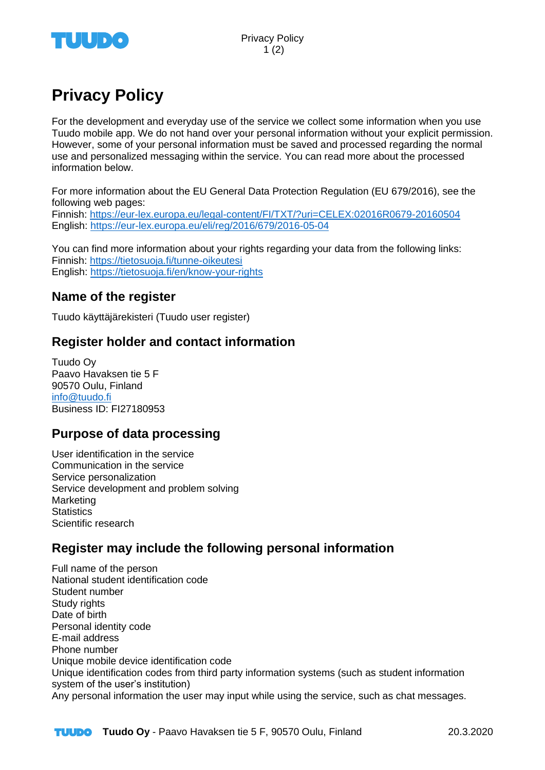# Privacy Policy

For the development and everyday use of the service we collect some information when you use Tuudo mobile app. We do not hand over your personal information without your explicit permission. However, some of your personal information must be saved and processed regarding the normal use and personalized messaging within the service. You can read more about the processed information below.

For more information about the EU General Data Protection Regulation (EU 679/2016), see the following web pages:
Finnish: https://eur-lex.europa.eu/legal-content/FI/TXT/?uri=CELEX:02016R0679-20160504
English: https://eur-lex.europa.eu/eli/reg/2016/679/2016-05-04

You can find more information about your rights regarding your data from the following links:
Finnish: https://tietosuoja.fi/tunne-oikeutesi
English: https://tietosuoja.fi/en/know-your-rights

## Name of the register

Tuudo käyttäjärekisteri (Tuudo user register)

## Register holder and contact information

Tuudo Oy
Paavo Havaksen tie 5 F
90570 Oulu, Finland
info@tuudo.fi
Business ID: FI27180953

## Purpose of data processing

User identification in the service
Communication in the service
Service personalization
Service development and problem solving
Marketing
Statistics
Scientific research

## Register may include the following personal information

Full name of the person
National student identification code
Student number
Study rights
Date of birth
Personal identity code
E-mail address
Phone number
Unique mobile device identification code
Unique identification codes from third party information systems (such as student information system of the user's institution)
Any personal information the user may input while using the service, such as chat messages.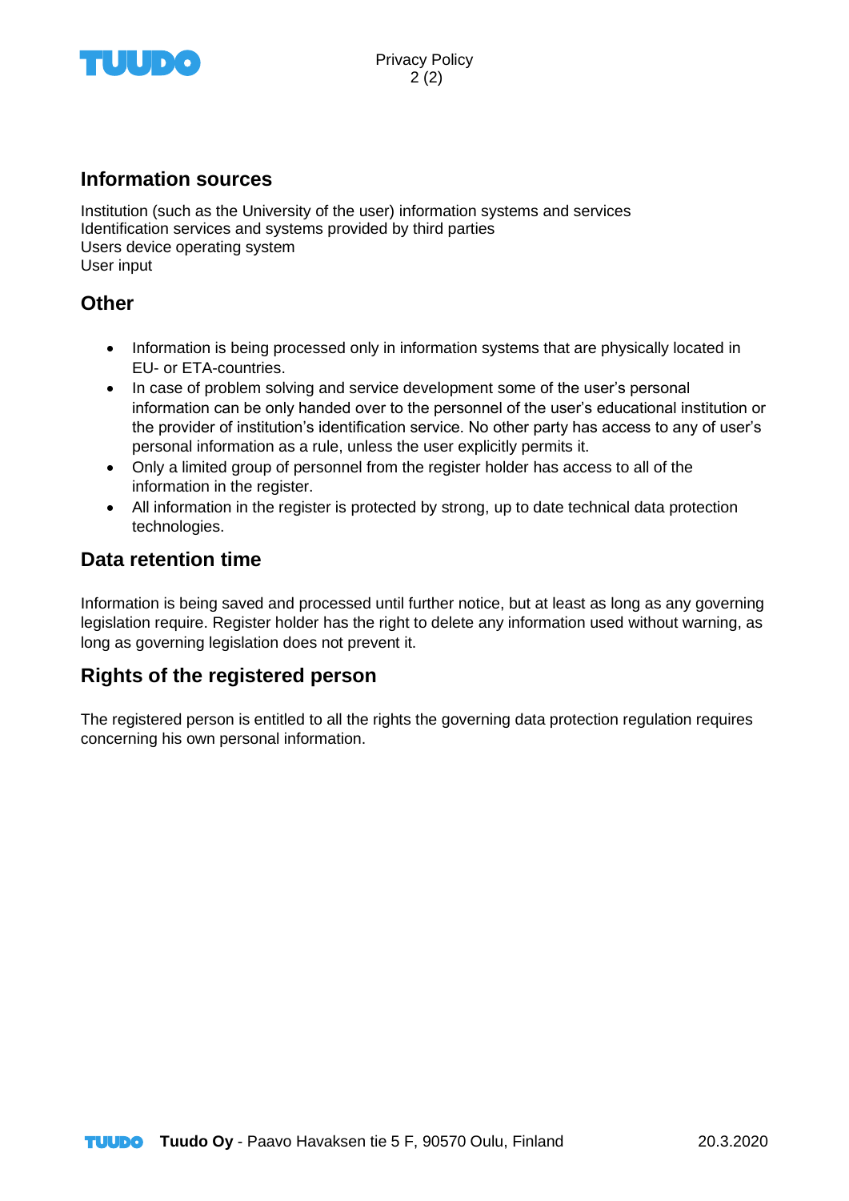## Information sources

Institution (such as the University of the user) information systems and services
Identification services and systems provided by third parties
Users device operating system
User input

## Other

- Information is being processed only in information systems that are physically located in EU- or ETA-countries.
- In case of problem solving and service development some of the user's personal information can be only handed over to the personnel of the user's educational institution or the provider of institution's identification service. No other party has access to any of user's personal information as a rule, unless the user explicitly permits it.
- Only a limited group of personnel from the register holder has access to all of the information in the register.
- All information in the register is protected by strong, up to date technical data protection technologies.

## Data retention time

Information is being saved and processed until further notice, but at least as long as any governing legislation require. Register holder has the right to delete any information used without warning, as long as governing legislation does not prevent it.

## Rights of the registered person

The registered person is entitled to all the rights the governing data protection regulation requires concerning his own personal information.